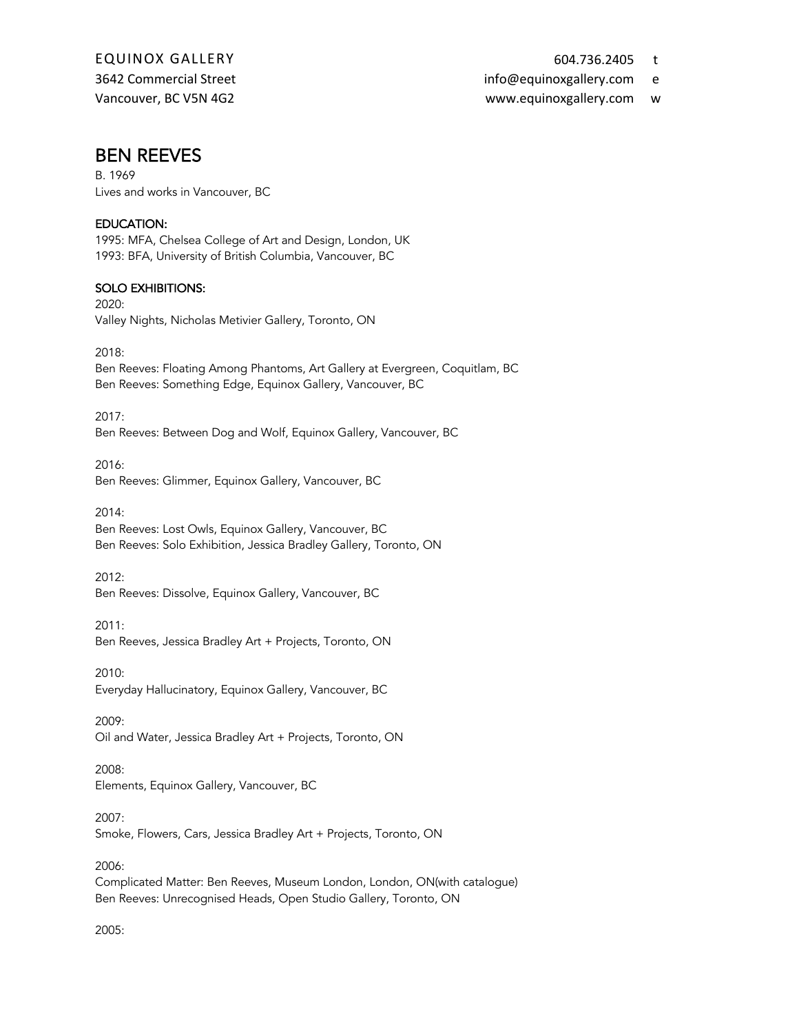EQUINOX GALLERY
3642 Commercial Street
Vancouver, BC V5N 4G2

604.736.2405 t
info@equinoxgallery.com e
www.equinoxgallery.com w

# BEN REEVES

B. 1969
Lives and works in Vancouver, BC

## EDUCATION:

1995: MFA, Chelsea College of Art and Design, London, UK
1993: BFA, University of British Columbia, Vancouver, BC

## SOLO EXHIBITIONS:

2020:
Valley Nights, Nicholas Metivier Gallery, Toronto, ON

2018:
Ben Reeves: Floating Among Phantoms, Art Gallery at Evergreen, Coquitlam, BC
Ben Reeves: Something Edge, Equinox Gallery, Vancouver, BC

2017:
Ben Reeves: Between Dog and Wolf, Equinox Gallery, Vancouver, BC

2016:
Ben Reeves: Glimmer, Equinox Gallery, Vancouver, BC

2014:
Ben Reeves: Lost Owls, Equinox Gallery, Vancouver, BC
Ben Reeves: Solo Exhibition, Jessica Bradley Gallery, Toronto, ON

2012:
Ben Reeves: Dissolve, Equinox Gallery, Vancouver, BC

2011:
Ben Reeves, Jessica Bradley Art + Projects, Toronto, ON

2010:
Everyday Hallucinatory, Equinox Gallery, Vancouver, BC

2009:
Oil and Water, Jessica Bradley Art + Projects, Toronto, ON

2008:
Elements, Equinox Gallery, Vancouver, BC

2007:
Smoke, Flowers, Cars, Jessica Bradley Art + Projects, Toronto, ON

2006:
Complicated Matter: Ben Reeves, Museum London, London, ON(with catalogue)
Ben Reeves: Unrecognised Heads, Open Studio Gallery, Toronto, ON

2005: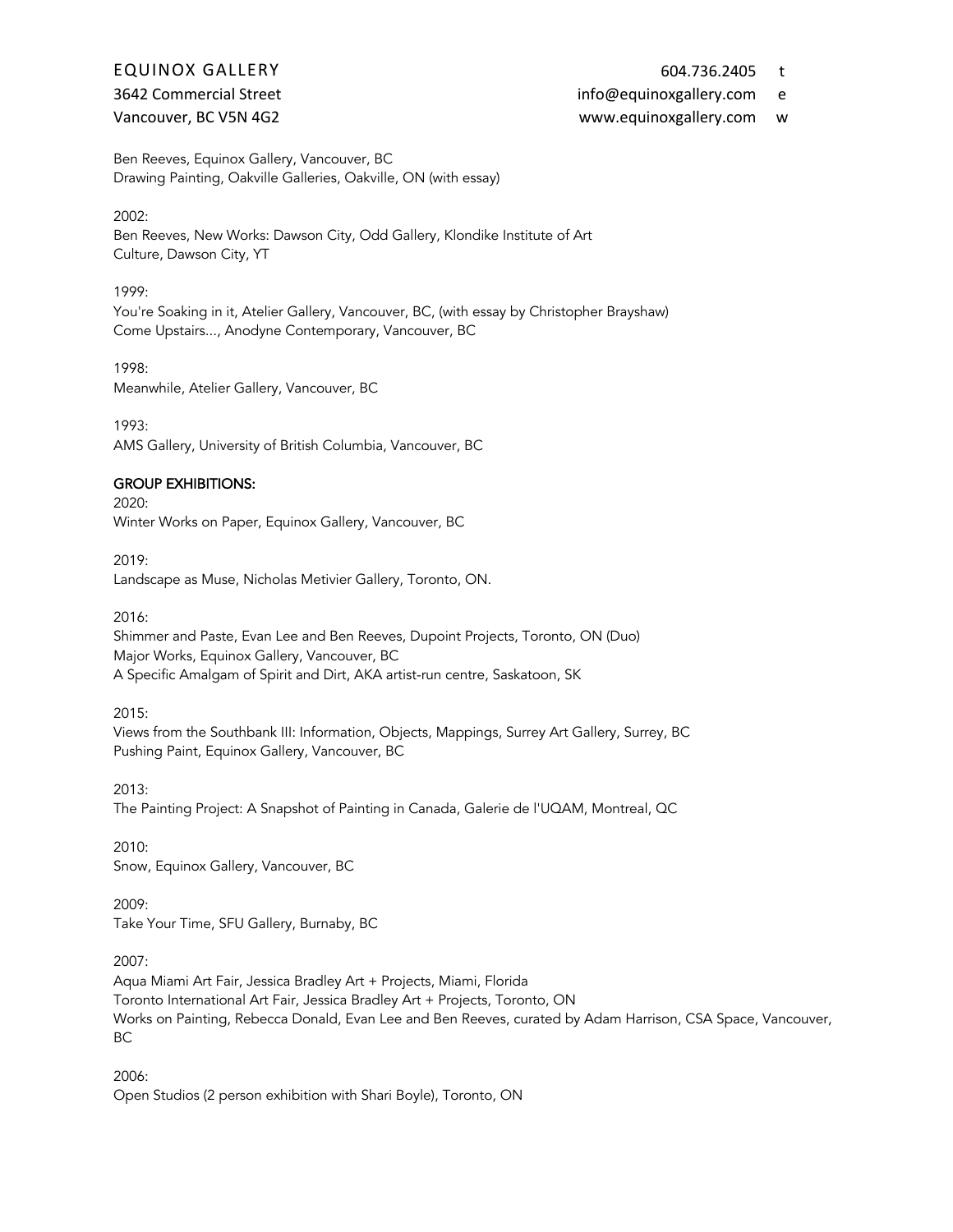Ben Reeves, Equinox Gallery, Vancouver, BC
Drawing Painting, Oakville Galleries, Oakville, ON (with essay)

2002:
Ben Reeves, New Works: Dawson City, Odd Gallery, Klondike Institute of Art Culture, Dawson City, YT

1999:
You're Soaking in it, Atelier Gallery, Vancouver, BC, (with essay by Christopher Brayshaw)
Come Upstairs..., Anodyne Contemporary, Vancouver, BC

1998:
Meanwhile, Atelier Gallery, Vancouver, BC

1993:
AMS Gallery, University of British Columbia, Vancouver, BC

## GROUP EXHIBITIONS:

2020:
Winter Works on Paper, Equinox Gallery, Vancouver, BC

2019:
Landscape as Muse, Nicholas Metivier Gallery, Toronto, ON.

2016:
Shimmer and Paste, Evan Lee and Ben Reeves, Dupoint Projects, Toronto, ON (Duo)
Major Works, Equinox Gallery, Vancouver, BC
A Specific Amalgam of Spirit and Dirt, AKA artist-run centre, Saskatoon, SK

2015:
Views from the Southbank III: Information, Objects, Mappings, Surrey Art Gallery, Surrey, BC
Pushing Paint, Equinox Gallery, Vancouver, BC

2013:
The Painting Project: A Snapshot of Painting in Canada, Galerie de l'UQAM, Montreal, QC

2010:
Snow, Equinox Gallery, Vancouver, BC

2009:
Take Your Time, SFU Gallery, Burnaby, BC

2007:
Aqua Miami Art Fair, Jessica Bradley Art + Projects, Miami, Florida
Toronto International Art Fair, Jessica Bradley Art + Projects, Toronto, ON
Works on Painting, Rebecca Donald, Evan Lee and Ben Reeves, curated by Adam Harrison, CSA Space, Vancouver, BC

2006:
Open Studios (2 person exhibition with Shari Boyle), Toronto, ON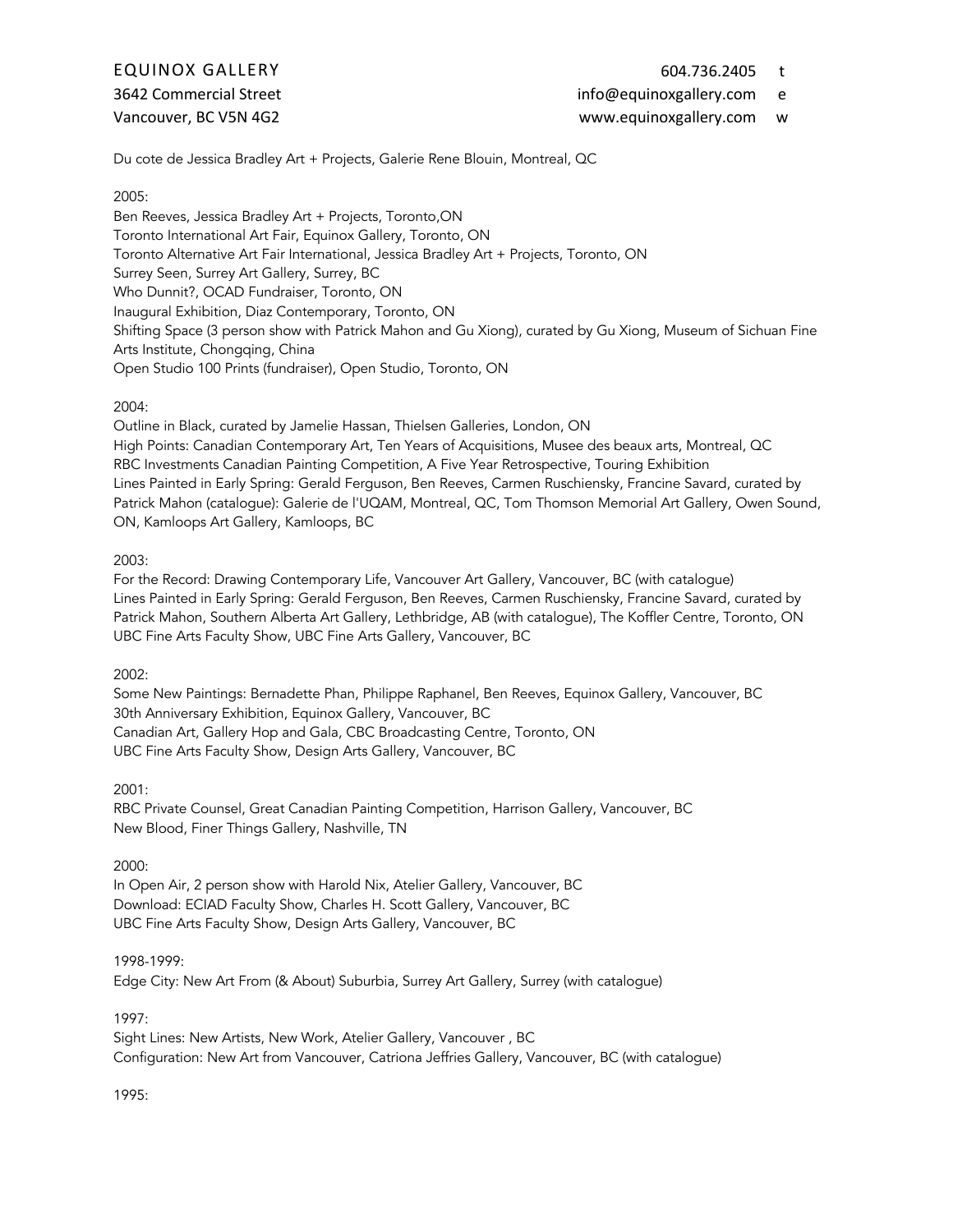Du cote de Jessica Bradley Art + Projects, Galerie Rene Blouin, Montreal, QC

2005:
Ben Reeves, Jessica Bradley Art + Projects, Toronto,ON
Toronto International Art Fair, Equinox Gallery, Toronto, ON
Toronto Alternative Art Fair International, Jessica Bradley Art + Projects, Toronto, ON
Surrey Seen, Surrey Art Gallery, Surrey, BC
Who Dunnit?, OCAD Fundraiser, Toronto, ON
Inaugural Exhibition, Diaz Contemporary, Toronto, ON
Shifting Space (3 person show with Patrick Mahon and Gu Xiong), curated by Gu Xiong, Museum of Sichuan Fine Arts Institute, Chongqing, China
Open Studio 100 Prints (fundraiser), Open Studio, Toronto, ON

2004:
Outline in Black, curated by Jamelie Hassan, Thielsen Galleries, London, ON
High Points: Canadian Contemporary Art, Ten Years of Acquisitions, Musee des beaux arts, Montreal, QC
RBC Investments Canadian Painting Competition, A Five Year Retrospective, Touring Exhibition
Lines Painted in Early Spring: Gerald Ferguson, Ben Reeves, Carmen Ruschiensky, Francine Savard, curated by Patrick Mahon (catalogue): Galerie de l'UQAM, Montreal, QC, Tom Thomson Memorial Art Gallery, Owen Sound, ON, Kamloops Art Gallery, Kamloops, BC

2003:
For the Record: Drawing Contemporary Life, Vancouver Art Gallery, Vancouver, BC (with catalogue)
Lines Painted in Early Spring: Gerald Ferguson, Ben Reeves, Carmen Ruschiensky, Francine Savard, curated by Patrick Mahon, Southern Alberta Art Gallery, Lethbridge, AB (with catalogue), The Koffler Centre, Toronto, ON
UBC Fine Arts Faculty Show, UBC Fine Arts Gallery, Vancouver, BC

2002:
Some New Paintings: Bernadette Phan, Philippe Raphanel, Ben Reeves, Equinox Gallery, Vancouver, BC
30th Anniversary Exhibition, Equinox Gallery, Vancouver, BC
Canadian Art, Gallery Hop and Gala, CBC Broadcasting Centre, Toronto, ON
UBC Fine Arts Faculty Show, Design Arts Gallery, Vancouver, BC

2001:
RBC Private Counsel, Great Canadian Painting Competition, Harrison Gallery, Vancouver, BC
New Blood, Finer Things Gallery, Nashville, TN

2000:
In Open Air, 2 person show with Harold Nix, Atelier Gallery, Vancouver, BC
Download: ECIAD Faculty Show, Charles H. Scott Gallery, Vancouver, BC
UBC Fine Arts Faculty Show, Design Arts Gallery, Vancouver, BC

1998-1999:
Edge City: New Art From (& About) Suburbia, Surrey Art Gallery, Surrey (with catalogue)

1997:
Sight Lines: New Artists, New Work, Atelier Gallery, Vancouver , BC
Configuration: New Art from Vancouver, Catriona Jeffries Gallery, Vancouver, BC (with catalogue)

1995: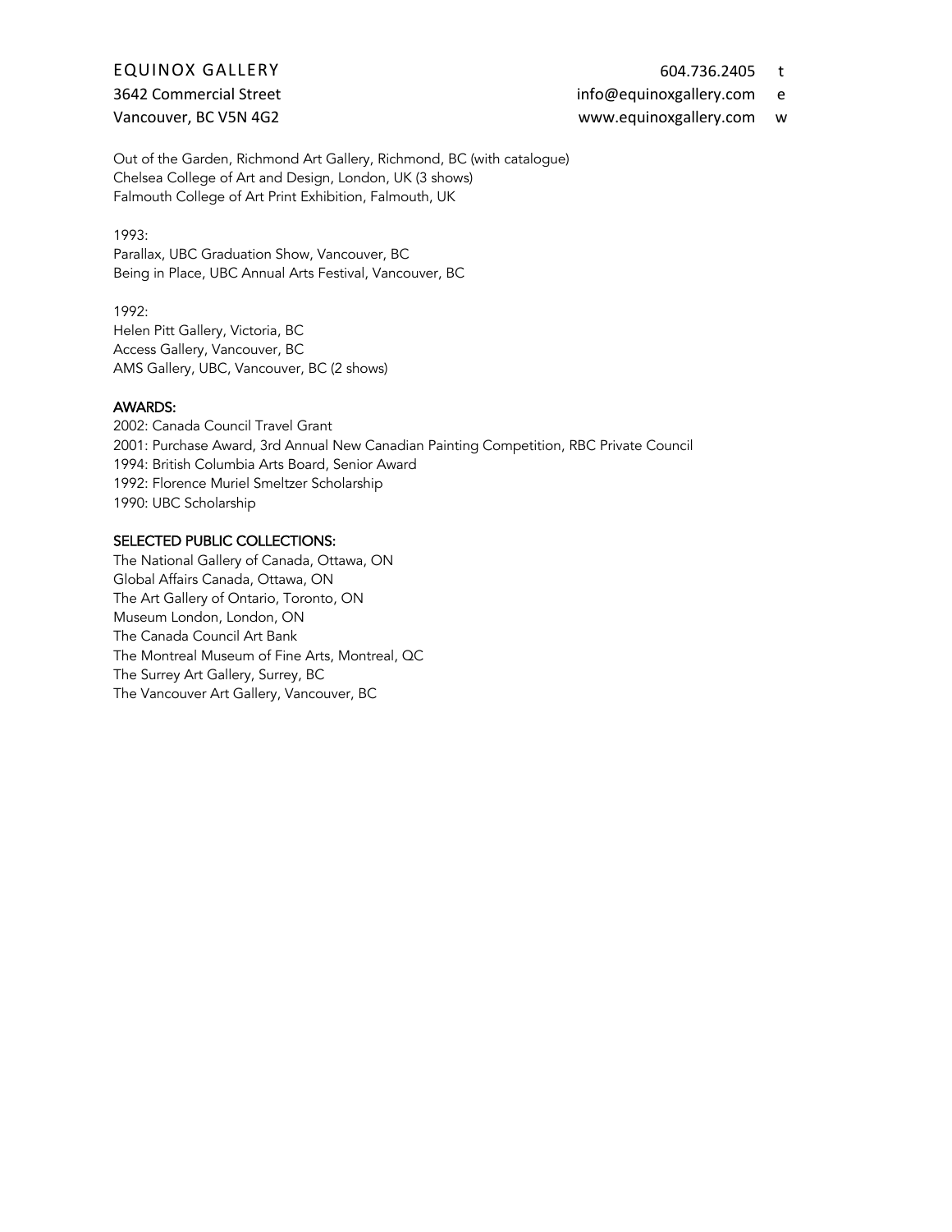Out of the Garden, Richmond Art Gallery, Richmond, BC (with catalogue)
Chelsea College of Art and Design, London, UK (3 shows)
Falmouth College of Art Print Exhibition, Falmouth, UK

1993:
Parallax, UBC Graduation Show, Vancouver, BC
Being in Place, UBC Annual Arts Festival, Vancouver, BC

1992:
Helen Pitt Gallery, Victoria, BC
Access Gallery, Vancouver, BC
AMS Gallery, UBC, Vancouver, BC (2 shows)

## AWARDS:

2002: Canada Council Travel Grant
2001: Purchase Award, 3rd Annual New Canadian Painting Competition, RBC Private Council
1994: British Columbia Arts Board, Senior Award
1992: Florence Muriel Smeltzer Scholarship
1990: UBC Scholarship

## SELECTED PUBLIC COLLECTIONS:

The National Gallery of Canada, Ottawa, ON
Global Affairs Canada, Ottawa, ON
The Art Gallery of Ontario, Toronto, ON
Museum London, London, ON
The Canada Council Art Bank
The Montreal Museum of Fine Arts, Montreal, QC
The Surrey Art Gallery, Surrey, BC
The Vancouver Art Gallery, Vancouver, BC